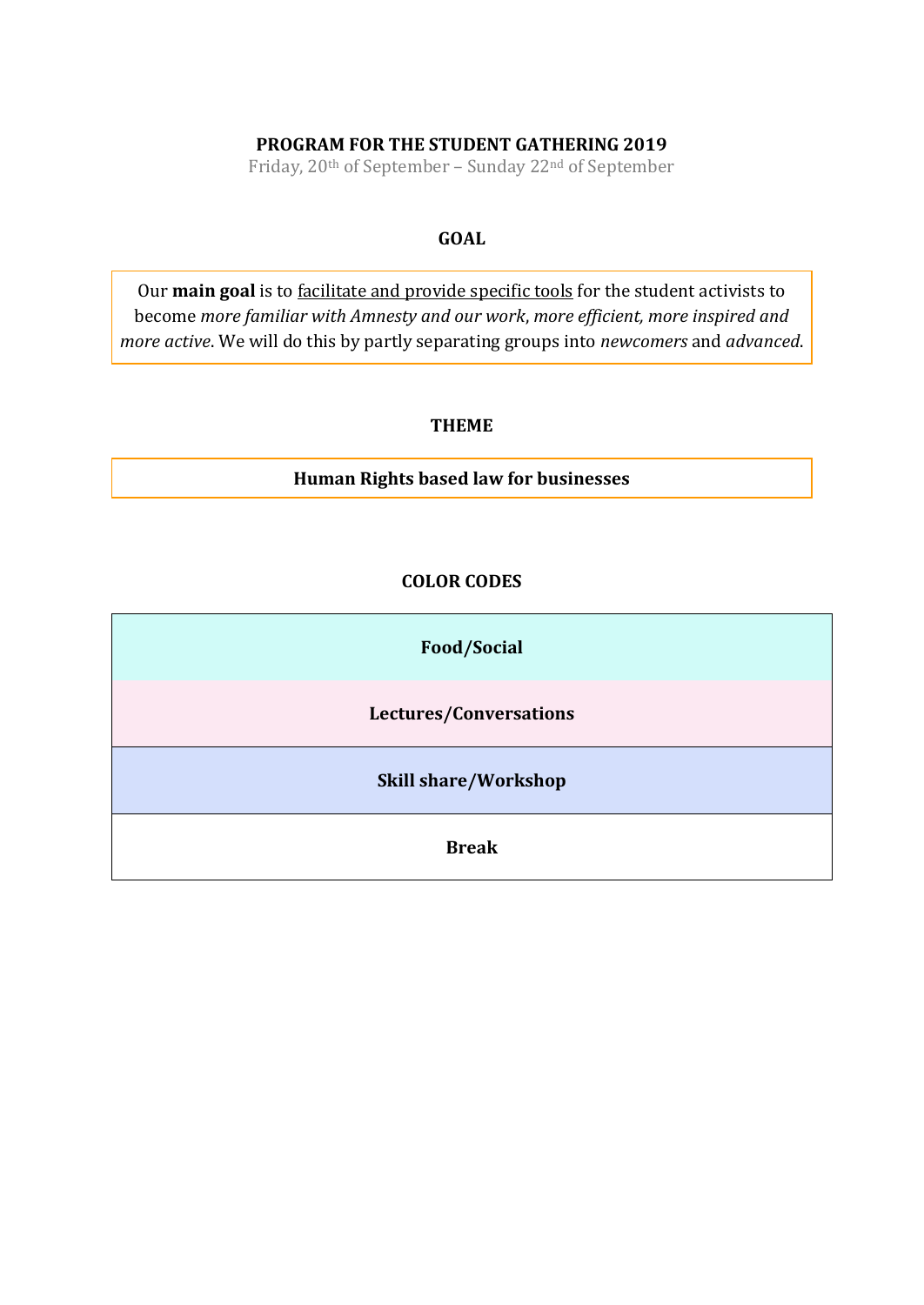# PROGRAM FOR THE STUDENT GATHERING 2019

Friday, 20th of September – Sunday 22nd of September

## GOAL

Our **main goal** is to facilitate and provide specific tools for the student activists to become *more familiar with Amnesty and our work*, *more efficient, more inspired and more active*. We will do this by partly separating groups into *newcomers* and *advanced*.

## THEME

**Human Rights based law for businesses**

## COLOR CODES

| **Food/Social** |
|---|
| **Lectures/Conversations** |
| **Skill share/Workshop** |
| **Break** |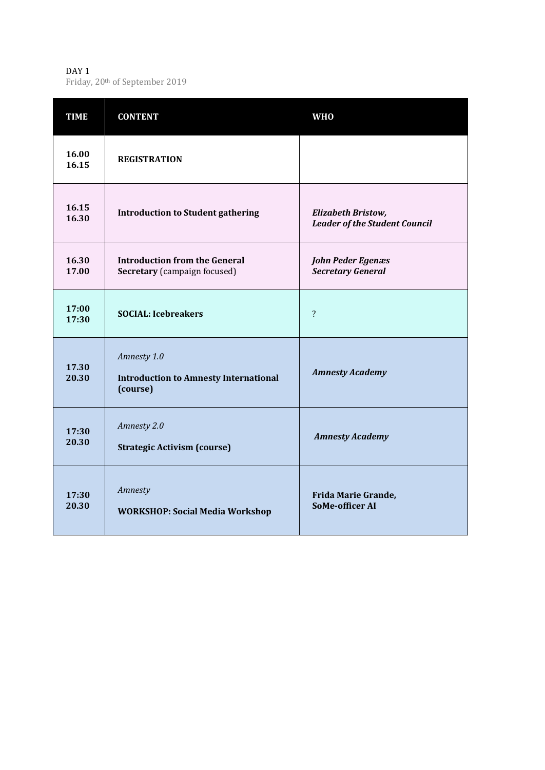DAY 1
Friday, 20th of September 2019

| TIME | CONTENT | WHO |
|---|---|---|
| **16.00 16.15** | **REGISTRATION** | |
| **16.15 16.30** | **Introduction to Student gathering** | ***Elizabeth Bristow, Leader of the Student Council*** |
| **16.30 17.00** | **Introduction from the General Secretary** (campaign focused) | ***John Peder Egenæs Secretary General*** |
| **17:00 17:30** | **SOCIAL: Icebreakers** | ? |
| **17.30 20.30** | *Amnesty 1.0* **Introduction to Amnesty International (course)** | ***Amnesty Academy*** |
| **17:30 20.30** | *Amnesty 2.0* **Strategic Activism (course)** | ***Amnesty Academy*** |
| **17:30 20.30** | *Amnesty* **WORKSHOP: Social Media Workshop** | **Frida Marie Grande, SoMe-officer AI** |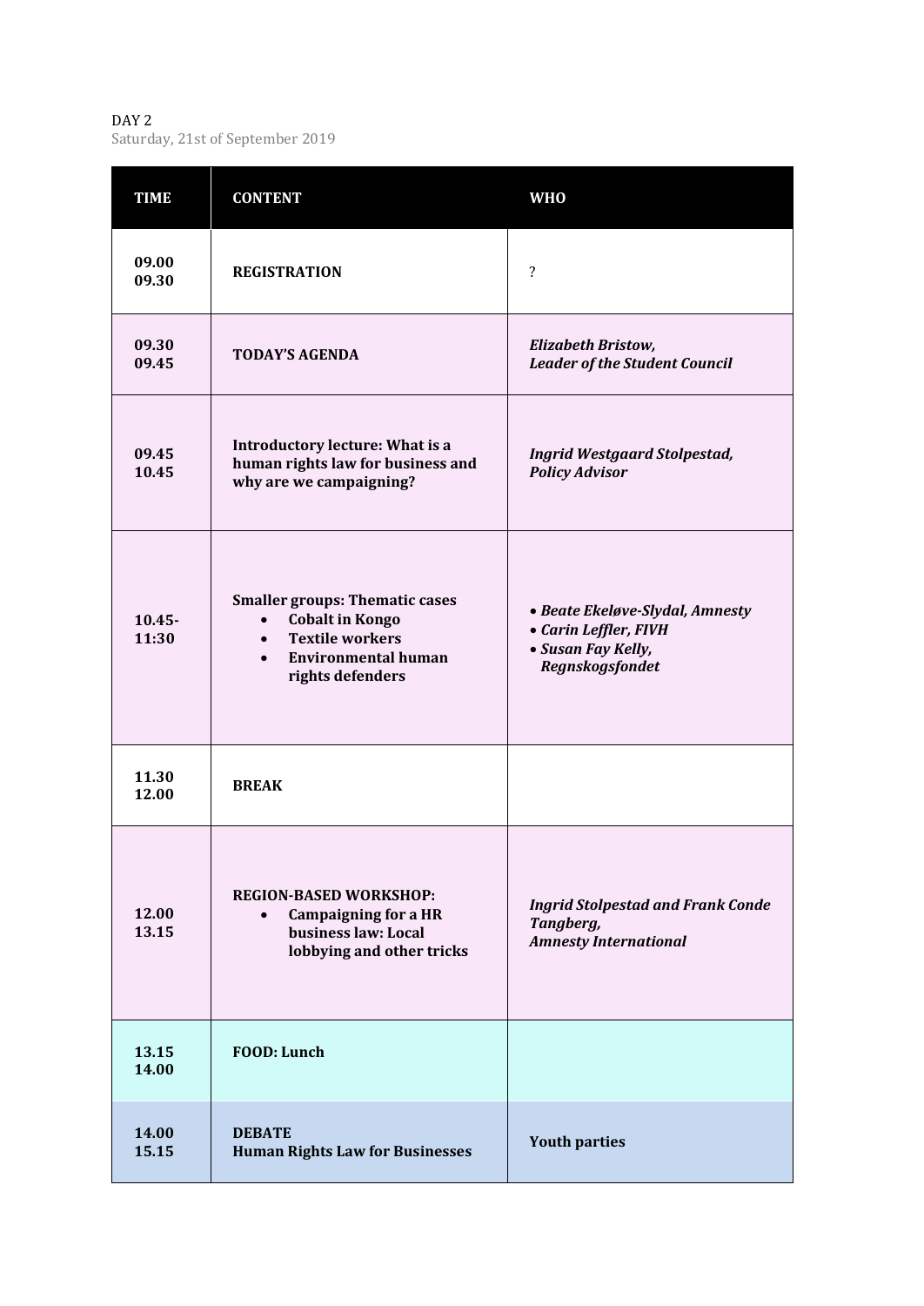DAY 2

Saturday, 21st of September 2019

| TIME | CONTENT | WHO |
|---|---|---|
| **09.00 09.30** | **REGISTRATION** | ? |
| **09.30 09.45** | **TODAY'S AGENDA** | ***Elizabeth Bristow, Leader of the Student Council*** |
| **09.45 10.45** | **Introductory lecture: What is a human rights law for business and why are we campaigning?** | ***Ingrid Westgaard Stolpestad, Policy Advisor*** |
| **10.45- 11:30** | **Smaller groups: Thematic cases** <br>• **Cobalt in Kongo** <br>• **Textile workers** <br>• **Environmental human rights defenders** | • ***Beate Ekeløve-Slydal, Amnesty*** <br>• ***Carin Leffler, FIVH*** <br>• ***Susan Fay Kelly, Regnskogsfondet*** |
| **11.30 12.00** | **BREAK** | |
| **12.00 13.15** | **REGION-BASED WORKSHOP:** <br>• **Campaigning for a HR business law: Local lobbying and other tricks** | ***Ingrid Stolpestad and Frank Conde Tangberg, Amnesty International*** |
| **13.15 14.00** | **FOOD: Lunch** | |
| **14.00 15.15** | **DEBATE** <br>**Human Rights Law for Businesses** | **Youth parties** |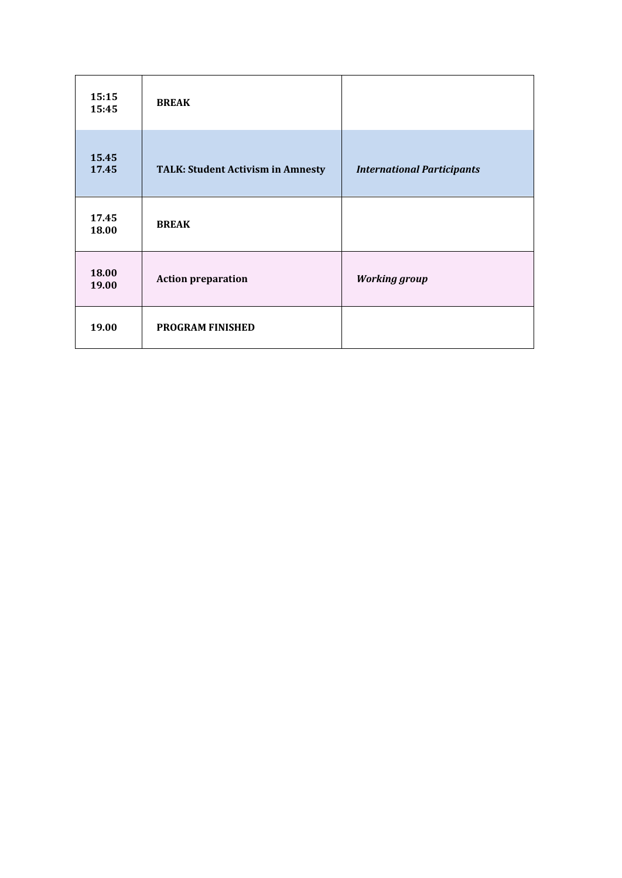| | | |
|---|---|---|
| **15:15 15:45** | **BREAK** | |
| **15.45 17.45** | **TALK: Student Activism in Amnesty** | ***International Participants*** |
| **17.45 18.00** | **BREAK** | |
| **18.00 19.00** | **Action preparation** | ***Working group*** |
| **19.00** | **PROGRAM FINISHED** | |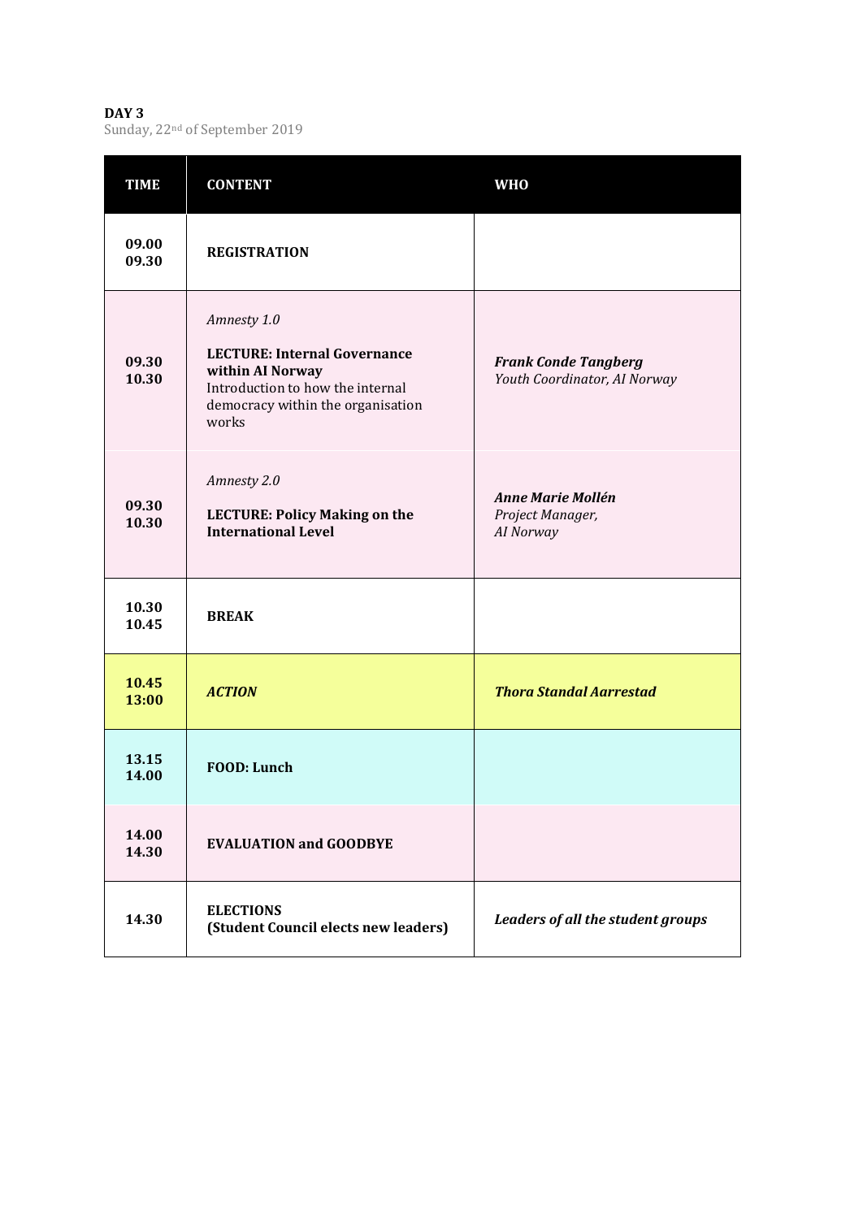**DAY 3**
Sunday, 22nd of September 2019

| TIME | CONTENT | WHO |
|---|---|---|
| **09.00 09.30** | **REGISTRATION** | |
| **09.30 10.30** | *Amnesty 1.0* **LECTURE: Internal Governance within AI Norway** Introduction to how the internal democracy within the organisation works | ***Frank Conde Tangberg*** *Youth Coordinator, AI Norway* |
| **09.30 10.30** | *Amnesty 2.0* **LECTURE: Policy Making on the International Level** | ***Anne Marie Mollén*** *Project Manager, AI Norway* |
| **10.30 10.45** | **BREAK** | |
| **10.45 13:00** | ***ACTION*** | ***Thora Standal Aarrestad*** |
| **13.15 14.00** | **FOOD: Lunch** | |
| **14.00 14.30** | **EVALUATION and GOODBYE** | |
| **14.30** | **ELECTIONS (Student Council elects new leaders)** | ***Leaders of all the student groups*** |